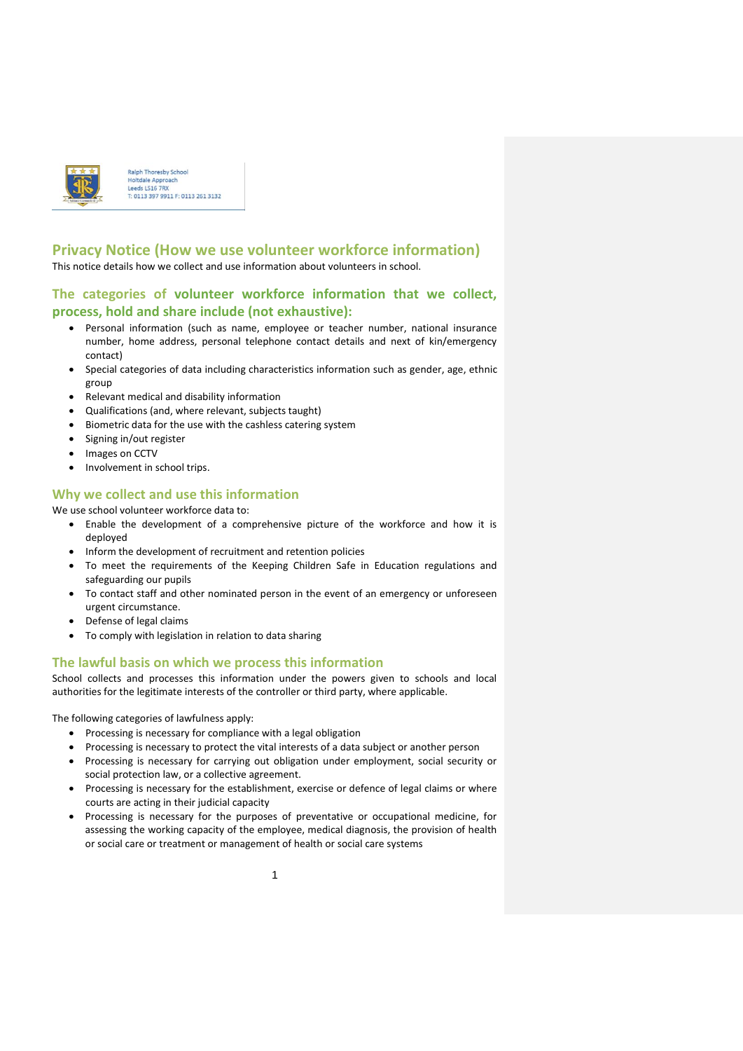Ralph Thoresby School
Holtdale Approach
Leeds LS16 7RX
T: 0113 397 9911 F: 0113 261 3132

## Privacy Notice (How we use volunteer workforce information)

This notice details how we collect and use information about volunteers in school.

## The categories of volunteer workforce information that we collect, process, hold and share include (not exhaustive):

- Personal information (such as name, employee or teacher number, national insurance number, home address, personal telephone contact details and next of kin/emergency contact)
- Special categories of data including characteristics information such as gender, age, ethnic group
- Relevant medical and disability information
- Qualifications (and, where relevant, subjects taught)
- Biometric data for the use with the cashless catering system
- Signing in/out register
- Images on CCTV
- Involvement in school trips.

## Why we collect and use this information

We use school volunteer workforce data to:

- Enable the development of a comprehensive picture of the workforce and how it is deployed
- Inform the development of recruitment and retention policies
- To meet the requirements of the Keeping Children Safe in Education regulations and safeguarding our pupils
- To contact staff and other nominated person in the event of an emergency or unforeseen urgent circumstance.
- Defense of legal claims
- To comply with legislation in relation to data sharing

## The lawful basis on which we process this information

School collects and processes this information under the powers given to schools and local authorities for the legitimate interests of the controller or third party, where applicable.

The following categories of lawfulness apply:

- Processing is necessary for compliance with a legal obligation
- Processing is necessary to protect the vital interests of a data subject or another person
- Processing is necessary for carrying out obligation under employment, social security or social protection law, or a collective agreement.
- Processing is necessary for the establishment, exercise or defence of legal claims or where courts are acting in their judicial capacity
- Processing is necessary for the purposes of preventative or occupational medicine, for assessing the working capacity of the employee, medical diagnosis, the provision of health or social care or treatment or management of health or social care systems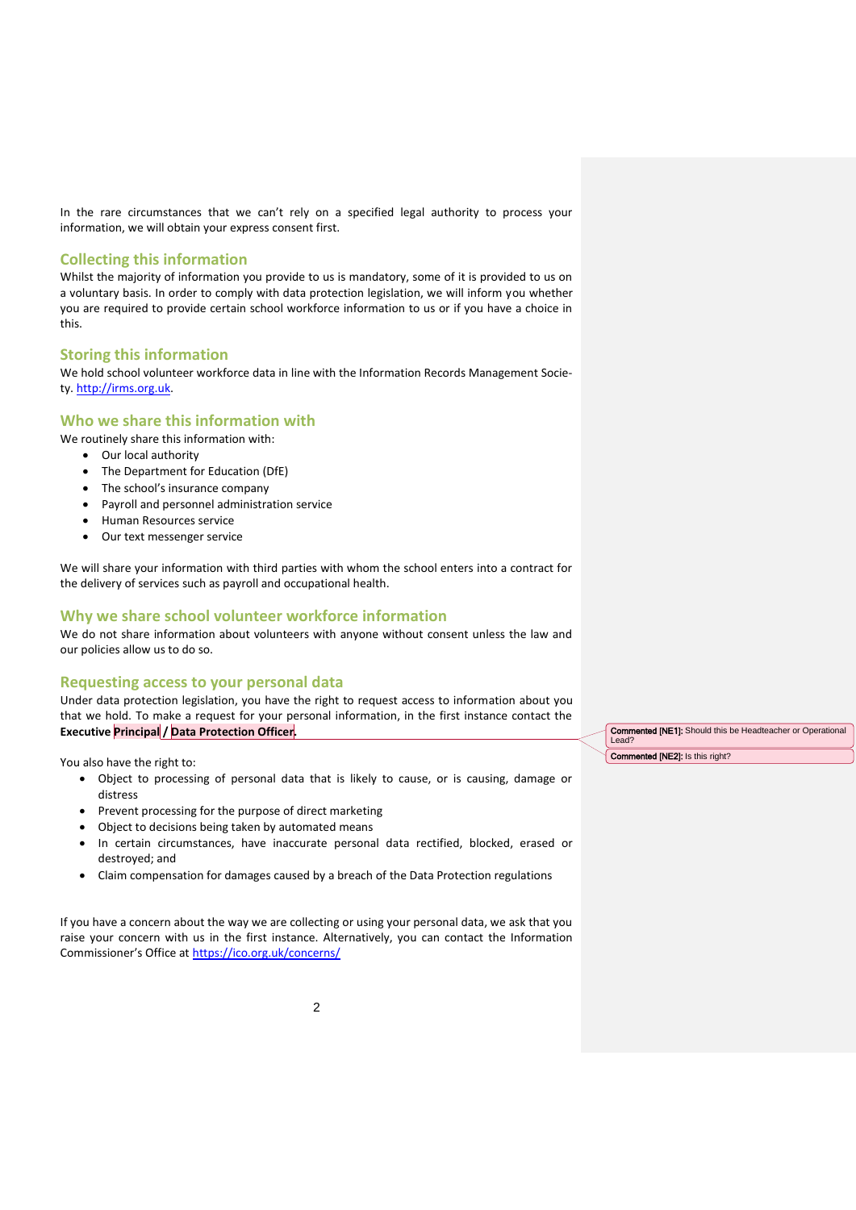In the rare circumstances that we can't rely on a specified legal authority to process your information, we will obtain your express consent first.

## Collecting this information

Whilst the majority of information you provide to us is mandatory, some of it is provided to us on a voluntary basis. In order to comply with data protection legislation, we will inform you whether you are required to provide certain school workforce information to us or if you have a choice in this.

## Storing this information

We hold school volunteer workforce data in line with the Information Records Management Society. http://irms.org.uk.

## Who we share this information with

We routinely share this information with:

- Our local authority
- The Department for Education (DfE)
- The school's insurance company
- Payroll and personnel administration service
- Human Resources service
- Our text messenger service

We will share your information with third parties with whom the school enters into a contract for the delivery of services such as payroll and occupational health.

## Why we share school volunteer workforce information

We do not share information about volunteers with anyone without consent unless the law and our policies allow us to do so.

## Requesting access to your personal data

Under data protection legislation, you have the right to request access to information about you that we hold. To make a request for your personal information, in the first instance contact the **Executive Principal / Data Protection Officer.**

You also have the right to:

- Object to processing of personal data that is likely to cause, or is causing, damage or distress
- Prevent processing for the purpose of direct marketing
- Object to decisions being taken by automated means
- In certain circumstances, have inaccurate personal data rectified, blocked, erased or destroyed; and
- Claim compensation for damages caused by a breach of the Data Protection regulations

If you have a concern about the way we are collecting or using your personal data, we ask that you raise your concern with us in the first instance. Alternatively, you can contact the Information Commissioner's Office at https://ico.org.uk/concerns/

**Commented [NE1]:** Should this be Headteacher or Operational Lead?

**Commented [NE2]:** Is this right?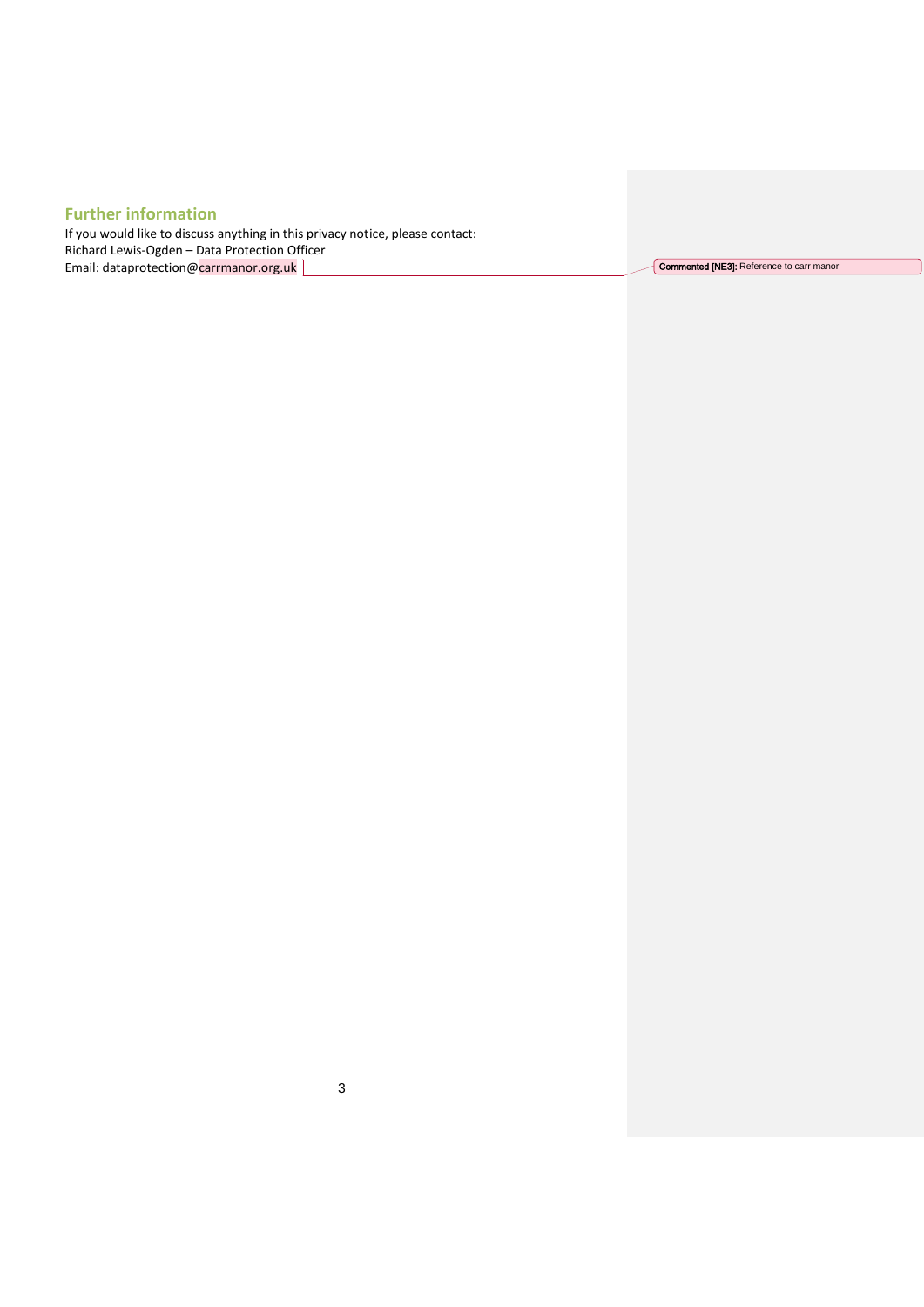## Further information

If you would like to discuss anything in this privacy notice, please contact:
Richard Lewis-Ogden – Data Protection Officer
Email: dataprotection@carrmanor.org.uk

Commented [NE3]: Reference to carr manor